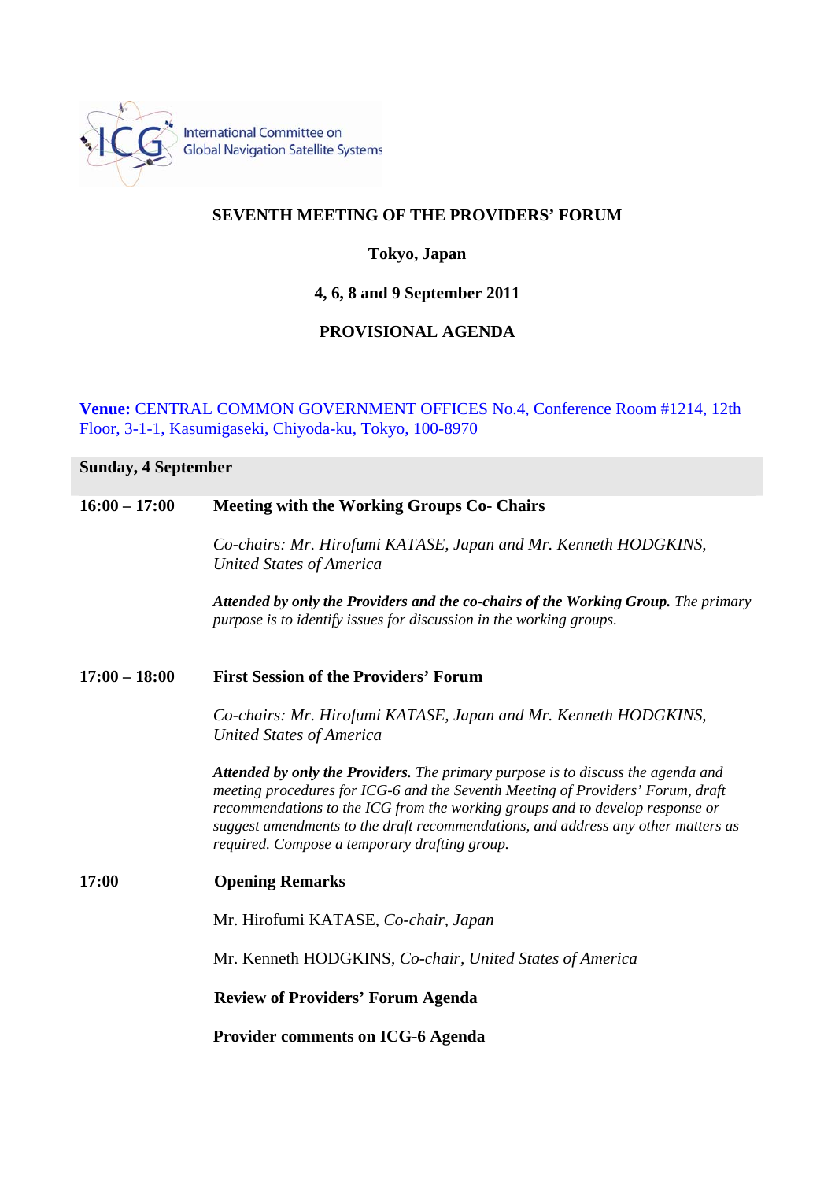International Committee on Global Navigation Satellite Systems

**SEVENTH MEETING OF THE PROVIDERS' FORUM**

**Tokyo, Japan**

**4, 6, 8 and 9 September 2011**

**PROVISIONAL AGENDA**

**Venue:** CENTRAL COMMON GOVERNMENT OFFICES No.4, Conference Room #1214, 12th Floor, 3-1-1, Kasumigaseki, Chiyoda-ku, Tokyo, 100-8970

## Sunday, 4 September

**16:00 – 17:00** **Meeting with the Working Groups Co- Chairs**

*Co-chairs: Mr. Hirofumi KATASE, Japan and Mr. Kenneth HODGKINS, United States of America*

***Attended by only the Providers and the co-chairs of the Working Group.*** *The primary purpose is to identify issues for discussion in the working groups.*

**17:00 – 18:00** **First Session of the Providers' Forum**

*Co-chairs: Mr. Hirofumi KATASE, Japan and Mr. Kenneth HODGKINS, United States of America*

***Attended by only the Providers.*** *The primary purpose is to discuss the agenda and meeting procedures for ICG-6 and the Seventh Meeting of Providers' Forum, draft recommendations to the ICG from the working groups and to develop response or suggest amendments to the draft recommendations, and address any other matters as required. Compose a temporary drafting group.*

**17:00** **Opening Remarks**

Mr. Hirofumi KATASE, *Co-chair, Japan*

Mr. Kenneth HODGKINS, *Co-chair, United States of America*

**Review of Providers' Forum Agenda**

**Provider comments on ICG-6 Agenda**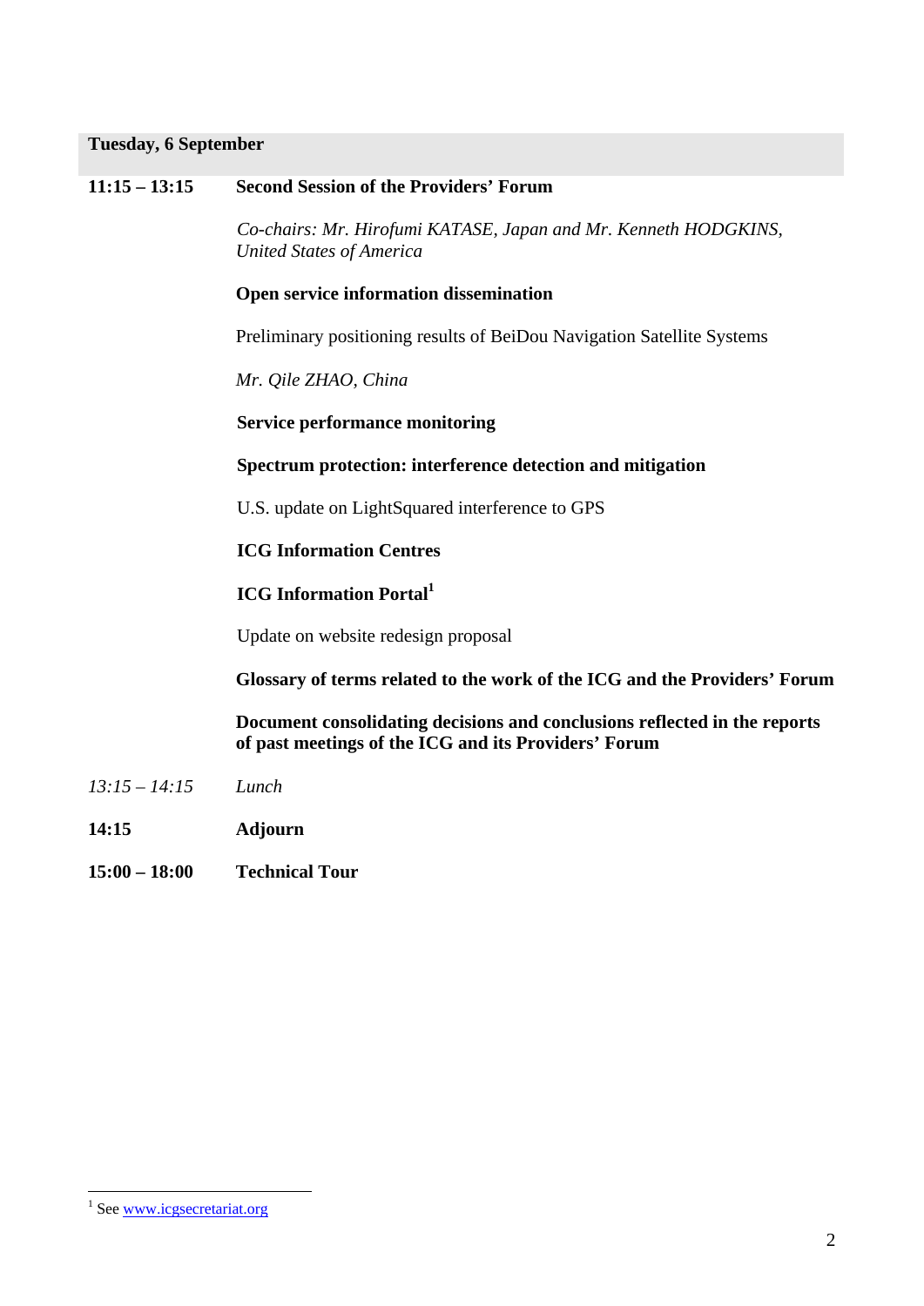**Tuesday, 6 September**

**11:15 – 13:15** **Second Session of the Providers' Forum**

*Co-chairs: Mr. Hirofumi KATASE, Japan and Mr. Kenneth HODGKINS, United States of America*

**Open service information dissemination**

Preliminary positioning results of BeiDou Navigation Satellite Systems

*Mr. Qile ZHAO, China*

**Service performance monitoring**

**Spectrum protection: interference detection and mitigation**

U.S. update on LightSquared interference to GPS

**ICG Information Centres**

**ICG Information Portal**[1]

Update on website redesign proposal

**Glossary of terms related to the work of the ICG and the Providers' Forum**

**Document consolidating decisions and conclusions reflected in the reports of past meetings of the ICG and its Providers' Forum**

*13:15 – 14:15* *Lunch*

**14:15** **Adjourn**

**15:00 – 18:00** **Technical Tour**

---

[1] See www.icgsecretariat.org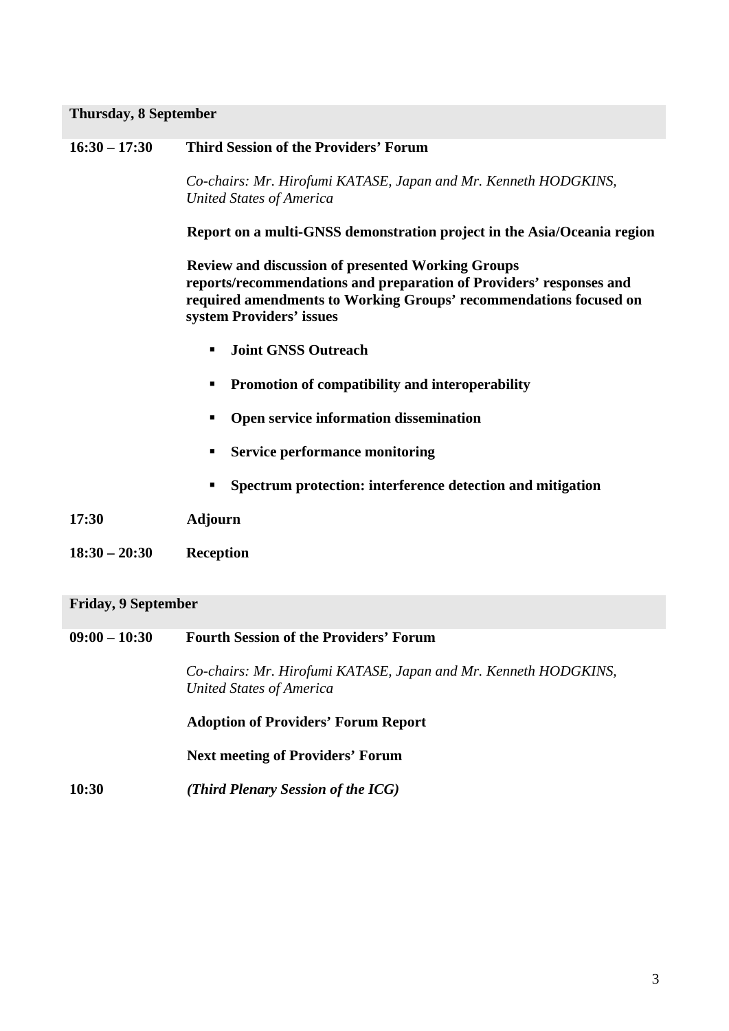**Thursday, 8 September**

**16:30 – 17:30** **Third Session of the Providers' Forum**

*Co-chairs: Mr. Hirofumi KATASE, Japan and Mr. Kenneth HODGKINS, United States of America*

**Report on a multi-GNSS demonstration project in the Asia/Oceania region**

**Review and discussion of presented Working Groups reports/recommendations and preparation of Providers' responses and required amendments to Working Groups' recommendations focused on system Providers' issues**

- **Joint GNSS Outreach**
- **Promotion of compatibility and interoperability**
- **Open service information dissemination**
- **Service performance monitoring**
- **Spectrum protection: interference detection and mitigation**

**17:30** **Adjourn**

**18:30 – 20:30** **Reception**

**Friday, 9 September**

**09:00 – 10:30** **Fourth Session of the Providers' Forum**

*Co-chairs: Mr. Hirofumi KATASE, Japan and Mr. Kenneth HODGKINS, United States of America*

**Adoption of Providers' Forum Report**

**Next meeting of Providers' Forum**

**10:30** ***(Third Plenary Session of the ICG)***